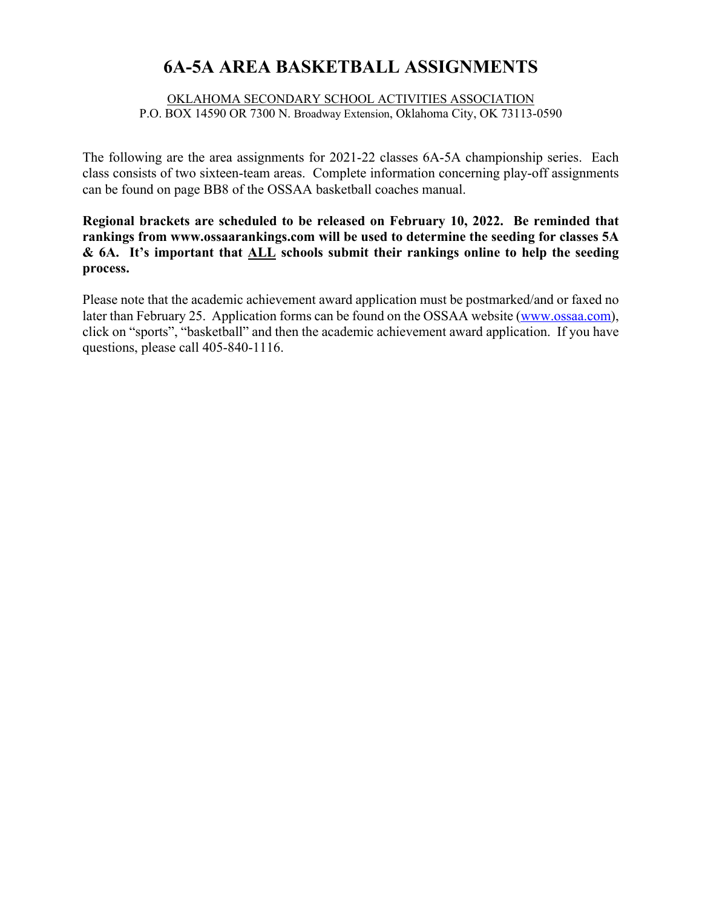# 6A-5A AREA BASKETBALL ASSIGNMENTS

<u>OKLAHOMA SECONDARY SCHOOL ACTIVITIES ASSOCIATION</u>
P.O. BOX 14590 OR 7300 N. Broadway Extension, Oklahoma City, OK 73113-0590

The following are the area assignments for 2021-22 classes 6A-5A championship series. Each class consists of two sixteen-team areas. Complete information concerning play-off assignments can be found on page BB8 of the OSSAA basketball coaches manual.

**Regional brackets are scheduled to be released on February 10, 2022. Be reminded that rankings from www.ossaarankings.com will be used to determine the seeding for classes 5A & 6A. It's important that <u>ALL</u> schools submit their rankings online to help the seeding process.**

Please note that the academic achievement award application must be postmarked/and or faxed no later than February 25. Application forms can be found on the OSSAA website (www.ossaa.com), click on "sports", "basketball" and then the academic achievement award application. If you have questions, please call 405-840-1116.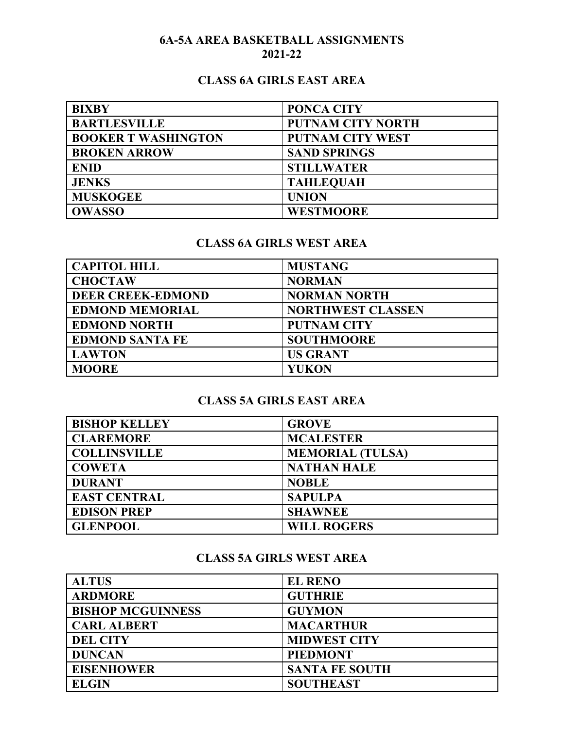# 6A-5A AREA BASKETBALL ASSIGNMENTS
# 2021-22

## CLASS 6A GIRLS EAST AREA

| | |
|---|---|
| BIXBY | PONCA CITY |
| BARTLESVILLE | PUTNAM CITY NORTH |
| BOOKER T WASHINGTON | PUTNAM CITY WEST |
| BROKEN ARROW | SAND SPRINGS |
| ENID | STILLWATER |
| JENKS | TAHLEQUAH |
| MUSKOGEE | UNION |
| OWASSO | WESTMOORE |

## CLASS 6A GIRLS WEST AREA

| | |
|---|---|
| CAPITOL HILL | MUSTANG |
| CHOCTAW | NORMAN |
| DEER CREEK-EDMOND | NORMAN NORTH |
| EDMOND MEMORIAL | NORTHWEST CLASSEN |
| EDMOND NORTH | PUTNAM CITY |
| EDMOND SANTA FE | SOUTHMOORE |
| LAWTON | US GRANT |
| MOORE | YUKON |

## CLASS 5A GIRLS EAST AREA

| | |
|---|---|
| BISHOP KELLEY | GROVE |
| CLAREMORE | MCALESTER |
| COLLINSVILLE | MEMORIAL (TULSA) |
| COWETA | NATHAN HALE |
| DURANT | NOBLE |
| EAST CENTRAL | SAPULPA |
| EDISON PREP | SHAWNEE |
| GLENPOOL | WILL ROGERS |

## CLASS 5A GIRLS WEST AREA

| | |
|---|---|
| ALTUS | EL RENO |
| ARDMORE | GUTHRIE |
| BISHOP MCGUINNESS | GUYMON |
| CARL ALBERT | MACARTHUR |
| DEL CITY | MIDWEST CITY |
| DUNCAN | PIEDMONT |
| EISENHOWER | SANTA FE SOUTH |
| ELGIN | SOUTHEAST |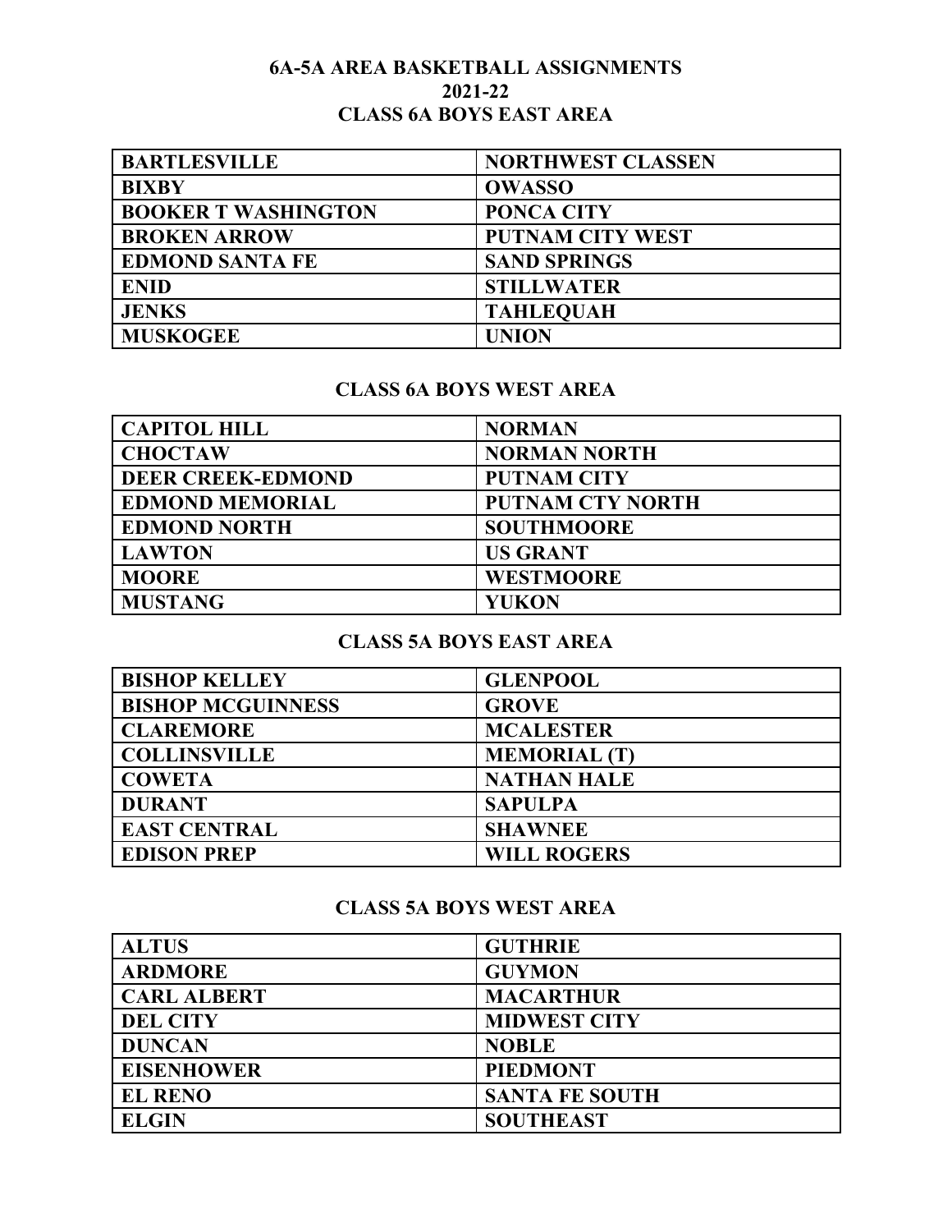**6A-5A AREA BASKETBALL ASSIGNMENTS**
**2021-22**

## CLASS 6A BOYS EAST AREA

| | |
|---|---|
| **BARTLESVILLE** | **NORTHWEST CLASSEN** |
| **BIXBY** | **OWASSO** |
| **BOOKER T WASHINGTON** | **PONCA CITY** |
| **BROKEN ARROW** | **PUTNAM CITY WEST** |
| **EDMOND SANTA FE** | **SAND SPRINGS** |
| **ENID** | **STILLWATER** |
| **JENKS** | **TAHLEQUAH** |
| **MUSKOGEE** | **UNION** |

## CLASS 6A BOYS WEST AREA

| | |
|---|---|
| **CAPITOL HILL** | **NORMAN** |
| **CHOCTAW** | **NORMAN NORTH** |
| **DEER CREEK-EDMOND** | **PUTNAM CITY** |
| **EDMOND MEMORIAL** | **PUTNAM CTY NORTH** |
| **EDMOND NORTH** | **SOUTHMOORE** |
| **LAWTON** | **US GRANT** |
| **MOORE** | **WESTMOORE** |
| **MUSTANG** | **YUKON** |

## CLASS 5A BOYS EAST AREA

| | |
|---|---|
| **BISHOP KELLEY** | **GLENPOOL** |
| **BISHOP MCGUINNESS** | **GROVE** |
| **CLAREMORE** | **MCALESTER** |
| **COLLINSVILLE** | **MEMORIAL (T)** |
| **COWETA** | **NATHAN HALE** |
| **DURANT** | **SAPULPA** |
| **EAST CENTRAL** | **SHAWNEE** |
| **EDISON PREP** | **WILL ROGERS** |

## CLASS 5A BOYS WEST AREA

| | |
|---|---|
| **ALTUS** | **GUTHRIE** |
| **ARDMORE** | **GUYMON** |
| **CARL ALBERT** | **MACARTHUR** |
| **DEL CITY** | **MIDWEST CITY** |
| **DUNCAN** | **NOBLE** |
| **EISENHOWER** | **PIEDMONT** |
| **EL RENO** | **SANTA FE SOUTH** |
| **ELGIN** | **SOUTHEAST** |